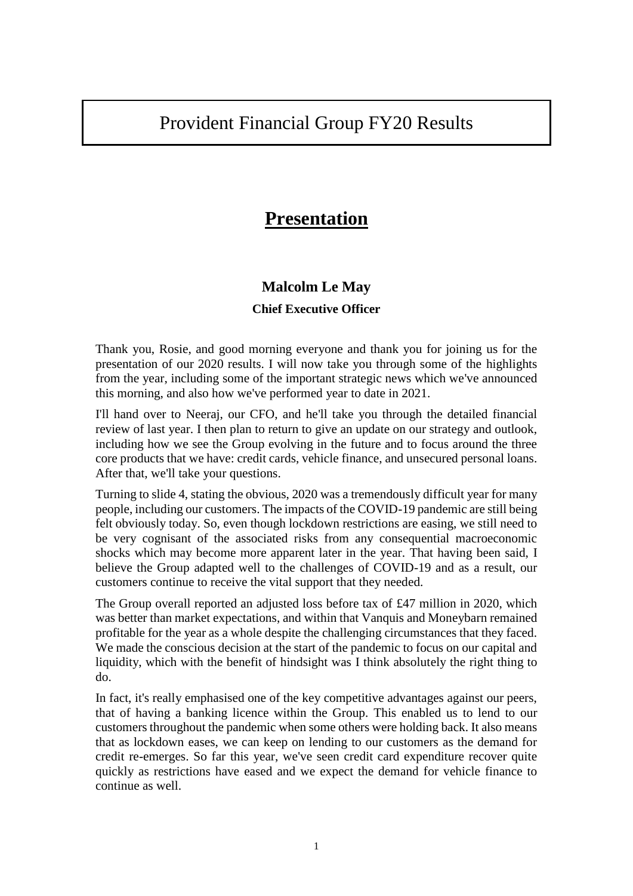# Provident Financial Group FY20 Results

## Presentation

### Malcolm Le May

**Chief Executive Officer**

Thank you, Rosie, and good morning everyone and thank you for joining us for the presentation of our 2020 results. I will now take you through some of the highlights from the year, including some of the important strategic news which we've announced this morning, and also how we've performed year to date in 2021.

I'll hand over to Neeraj, our CFO, and he'll take you through the detailed financial review of last year. I then plan to return to give an update on our strategy and outlook, including how we see the Group evolving in the future and to focus around the three core products that we have: credit cards, vehicle finance, and unsecured personal loans. After that, we'll take your questions.

Turning to slide 4, stating the obvious, 2020 was a tremendously difficult year for many people, including our customers. The impacts of the COVID-19 pandemic are still being felt obviously today. So, even though lockdown restrictions are easing, we still need to be very cognisant of the associated risks from any consequential macroeconomic shocks which may become more apparent later in the year. That having been said, I believe the Group adapted well to the challenges of COVID-19 and as a result, our customers continue to receive the vital support that they needed.

The Group overall reported an adjusted loss before tax of £47 million in 2020, which was better than market expectations, and within that Vanquis and Moneybarn remained profitable for the year as a whole despite the challenging circumstances that they faced. We made the conscious decision at the start of the pandemic to focus on our capital and liquidity, which with the benefit of hindsight was I think absolutely the right thing to do.

In fact, it's really emphasised one of the key competitive advantages against our peers, that of having a banking licence within the Group. This enabled us to lend to our customers throughout the pandemic when some others were holding back. It also means that as lockdown eases, we can keep on lending to our customers as the demand for credit re-emerges. So far this year, we've seen credit card expenditure recover quite quickly as restrictions have eased and we expect the demand for vehicle finance to continue as well.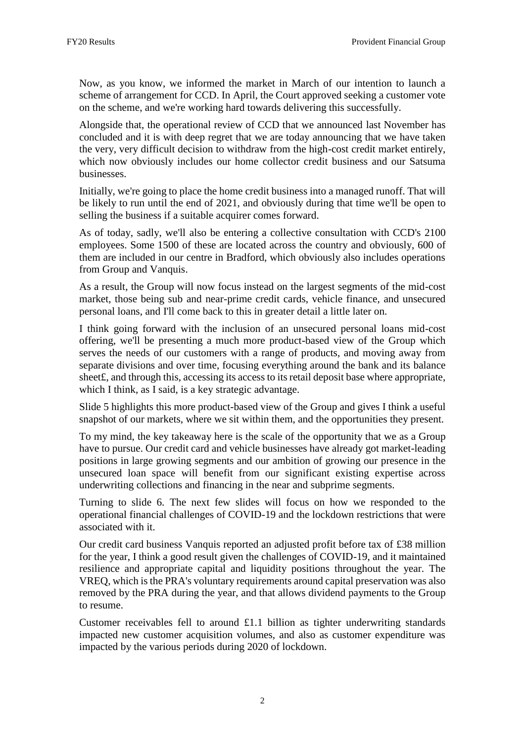Now, as you know, we informed the market in March of our intention to launch a scheme of arrangement for CCD. In April, the Court approved seeking a customer vote on the scheme, and we're working hard towards delivering this successfully.

Alongside that, the operational review of CCD that we announced last November has concluded and it is with deep regret that we are today announcing that we have taken the very, very difficult decision to withdraw from the high-cost credit market entirely, which now obviously includes our home collector credit business and our Satsuma businesses.

Initially, we're going to place the home credit business into a managed runoff. That will be likely to run until the end of 2021, and obviously during that time we'll be open to selling the business if a suitable acquirer comes forward.

As of today, sadly, we'll also be entering a collective consultation with CCD's 2100 employees. Some 1500 of these are located across the country and obviously, 600 of them are included in our centre in Bradford, which obviously also includes operations from Group and Vanquis.

As a result, the Group will now focus instead on the largest segments of the mid-cost market, those being sub and near-prime credit cards, vehicle finance, and unsecured personal loans, and I'll come back to this in greater detail a little later on.

I think going forward with the inclusion of an unsecured personal loans mid-cost offering, we'll be presenting a much more product-based view of the Group which serves the needs of our customers with a range of products, and moving away from separate divisions and over time, focusing everything around the bank and its balance sheet£, and through this, accessing its access to its retail deposit base where appropriate, which I think, as I said, is a key strategic advantage.

Slide 5 highlights this more product-based view of the Group and gives I think a useful snapshot of our markets, where we sit within them, and the opportunities they present.

To my mind, the key takeaway here is the scale of the opportunity that we as a Group have to pursue. Our credit card and vehicle businesses have already got market-leading positions in large growing segments and our ambition of growing our presence in the unsecured loan space will benefit from our significant existing expertise across underwriting collections and financing in the near and subprime segments.

Turning to slide 6. The next few slides will focus on how we responded to the operational financial challenges of COVID-19 and the lockdown restrictions that were associated with it.

Our credit card business Vanquis reported an adjusted profit before tax of £38 million for the year, I think a good result given the challenges of COVID-19, and it maintained resilience and appropriate capital and liquidity positions throughout the year. The VREQ, which is the PRA's voluntary requirements around capital preservation was also removed by the PRA during the year, and that allows dividend payments to the Group to resume.

Customer receivables fell to around £1.1 billion as tighter underwriting standards impacted new customer acquisition volumes, and also as customer expenditure was impacted by the various periods during 2020 of lockdown.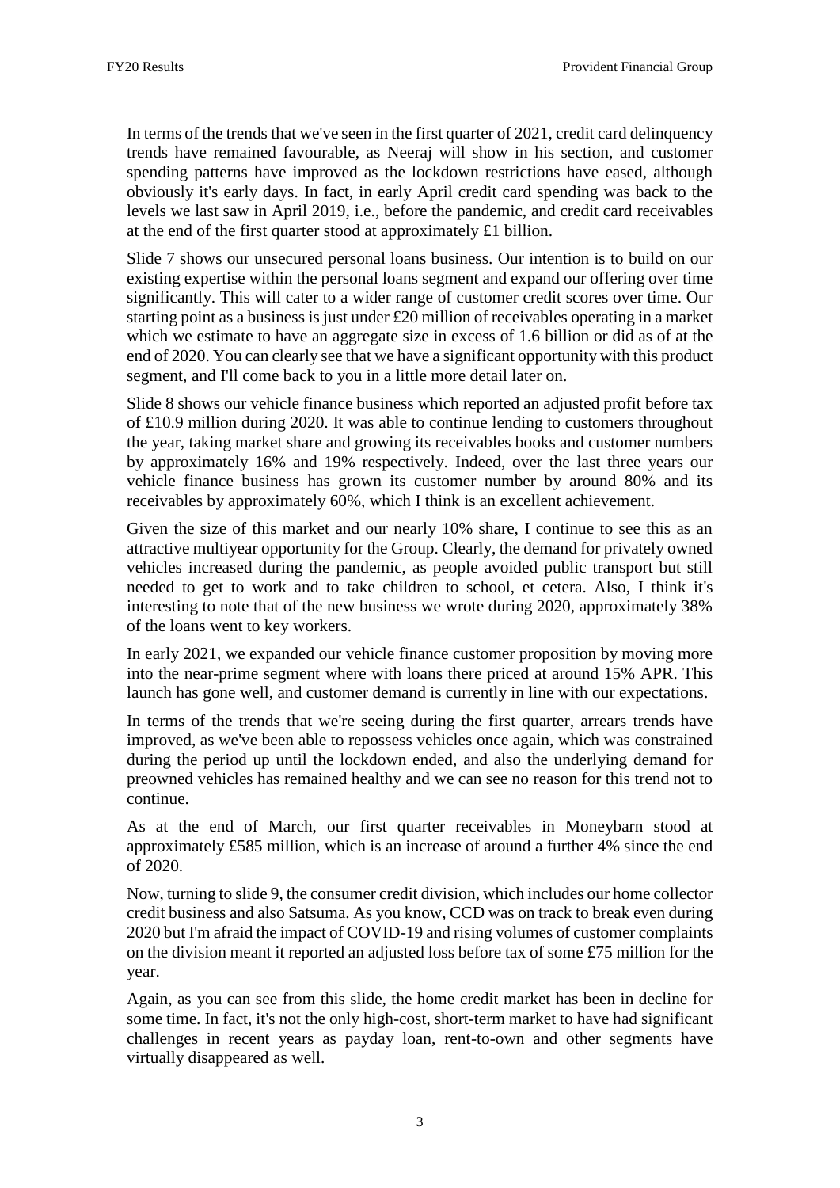In terms of the trends that we've seen in the first quarter of 2021, credit card delinquency trends have remained favourable, as Neeraj will show in his section, and customer spending patterns have improved as the lockdown restrictions have eased, although obviously it's early days. In fact, in early April credit card spending was back to the levels we last saw in April 2019, i.e., before the pandemic, and credit card receivables at the end of the first quarter stood at approximately £1 billion.

Slide 7 shows our unsecured personal loans business. Our intention is to build on our existing expertise within the personal loans segment and expand our offering over time significantly. This will cater to a wider range of customer credit scores over time. Our starting point as a business is just under £20 million of receivables operating in a market which we estimate to have an aggregate size in excess of 1.6 billion or did as of at the end of 2020. You can clearly see that we have a significant opportunity with this product segment, and I'll come back to you in a little more detail later on.

Slide 8 shows our vehicle finance business which reported an adjusted profit before tax of £10.9 million during 2020. It was able to continue lending to customers throughout the year, taking market share and growing its receivables books and customer numbers by approximately 16% and 19% respectively. Indeed, over the last three years our vehicle finance business has grown its customer number by around 80% and its receivables by approximately 60%, which I think is an excellent achievement.

Given the size of this market and our nearly 10% share, I continue to see this as an attractive multiyear opportunity for the Group. Clearly, the demand for privately owned vehicles increased during the pandemic, as people avoided public transport but still needed to get to work and to take children to school, et cetera. Also, I think it's interesting to note that of the new business we wrote during 2020, approximately 38% of the loans went to key workers.

In early 2021, we expanded our vehicle finance customer proposition by moving more into the near-prime segment where with loans there priced at around 15% APR. This launch has gone well, and customer demand is currently in line with our expectations.

In terms of the trends that we're seeing during the first quarter, arrears trends have improved, as we've been able to repossess vehicles once again, which was constrained during the period up until the lockdown ended, and also the underlying demand for preowned vehicles has remained healthy and we can see no reason for this trend not to continue.

As at the end of March, our first quarter receivables in Moneybarn stood at approximately £585 million, which is an increase of around a further 4% since the end of 2020.

Now, turning to slide 9, the consumer credit division, which includes our home collector credit business and also Satsuma. As you know, CCD was on track to break even during 2020 but I'm afraid the impact of COVID-19 and rising volumes of customer complaints on the division meant it reported an adjusted loss before tax of some £75 million for the year.

Again, as you can see from this slide, the home credit market has been in decline for some time. In fact, it's not the only high-cost, short-term market to have had significant challenges in recent years as payday loan, rent-to-own and other segments have virtually disappeared as well.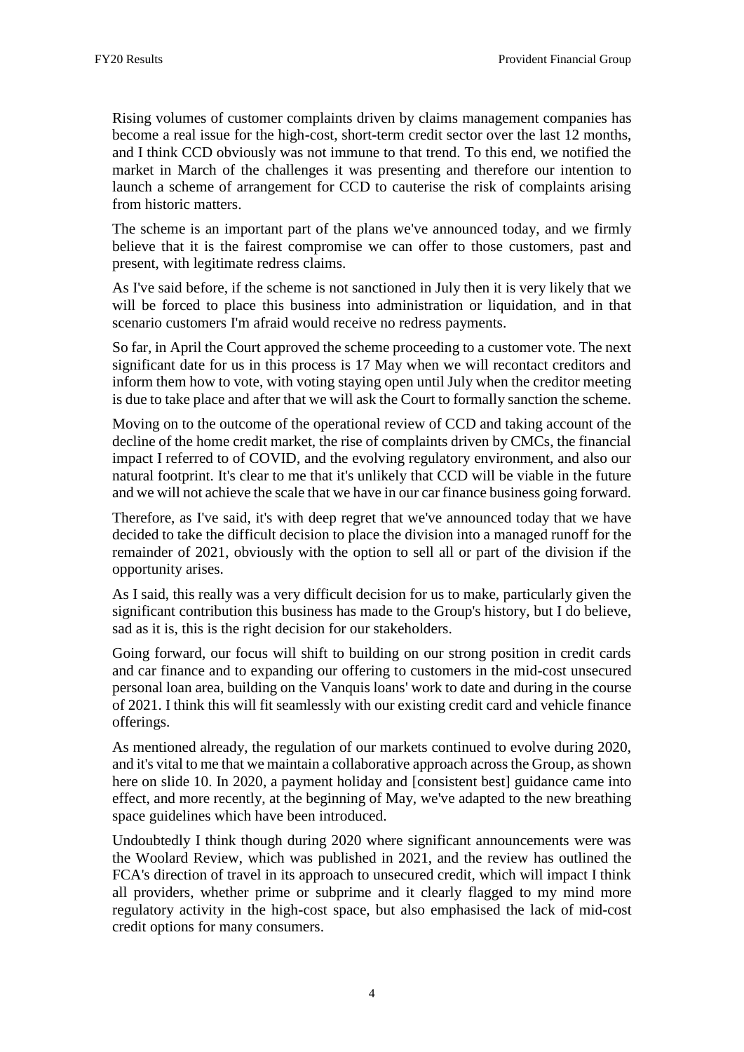Rising volumes of customer complaints driven by claims management companies has become a real issue for the high-cost, short-term credit sector over the last 12 months, and I think CCD obviously was not immune to that trend. To this end, we notified the market in March of the challenges it was presenting and therefore our intention to launch a scheme of arrangement for CCD to cauterise the risk of complaints arising from historic matters.

The scheme is an important part of the plans we've announced today, and we firmly believe that it is the fairest compromise we can offer to those customers, past and present, with legitimate redress claims.

As I've said before, if the scheme is not sanctioned in July then it is very likely that we will be forced to place this business into administration or liquidation, and in that scenario customers I'm afraid would receive no redress payments.

So far, in April the Court approved the scheme proceeding to a customer vote. The next significant date for us in this process is 17 May when we will recontact creditors and inform them how to vote, with voting staying open until July when the creditor meeting is due to take place and after that we will ask the Court to formally sanction the scheme.

Moving on to the outcome of the operational review of CCD and taking account of the decline of the home credit market, the rise of complaints driven by CMCs, the financial impact I referred to of COVID, and the evolving regulatory environment, and also our natural footprint. It's clear to me that it's unlikely that CCD will be viable in the future and we will not achieve the scale that we have in our car finance business going forward.

Therefore, as I've said, it's with deep regret that we've announced today that we have decided to take the difficult decision to place the division into a managed runoff for the remainder of 2021, obviously with the option to sell all or part of the division if the opportunity arises.

As I said, this really was a very difficult decision for us to make, particularly given the significant contribution this business has made to the Group's history, but I do believe, sad as it is, this is the right decision for our stakeholders.

Going forward, our focus will shift to building on our strong position in credit cards and car finance and to expanding our offering to customers in the mid-cost unsecured personal loan area, building on the Vanquis loans' work to date and during in the course of 2021. I think this will fit seamlessly with our existing credit card and vehicle finance offerings.

As mentioned already, the regulation of our markets continued to evolve during 2020, and it's vital to me that we maintain a collaborative approach across the Group, as shown here on slide 10. In 2020, a payment holiday and [consistent best] guidance came into effect, and more recently, at the beginning of May, we've adapted to the new breathing space guidelines which have been introduced.

Undoubtedly I think though during 2020 where significant announcements were was the Woolard Review, which was published in 2021, and the review has outlined the FCA's direction of travel in its approach to unsecured credit, which will impact I think all providers, whether prime or subprime and it clearly flagged to my mind more regulatory activity in the high-cost space, but also emphasised the lack of mid-cost credit options for many consumers.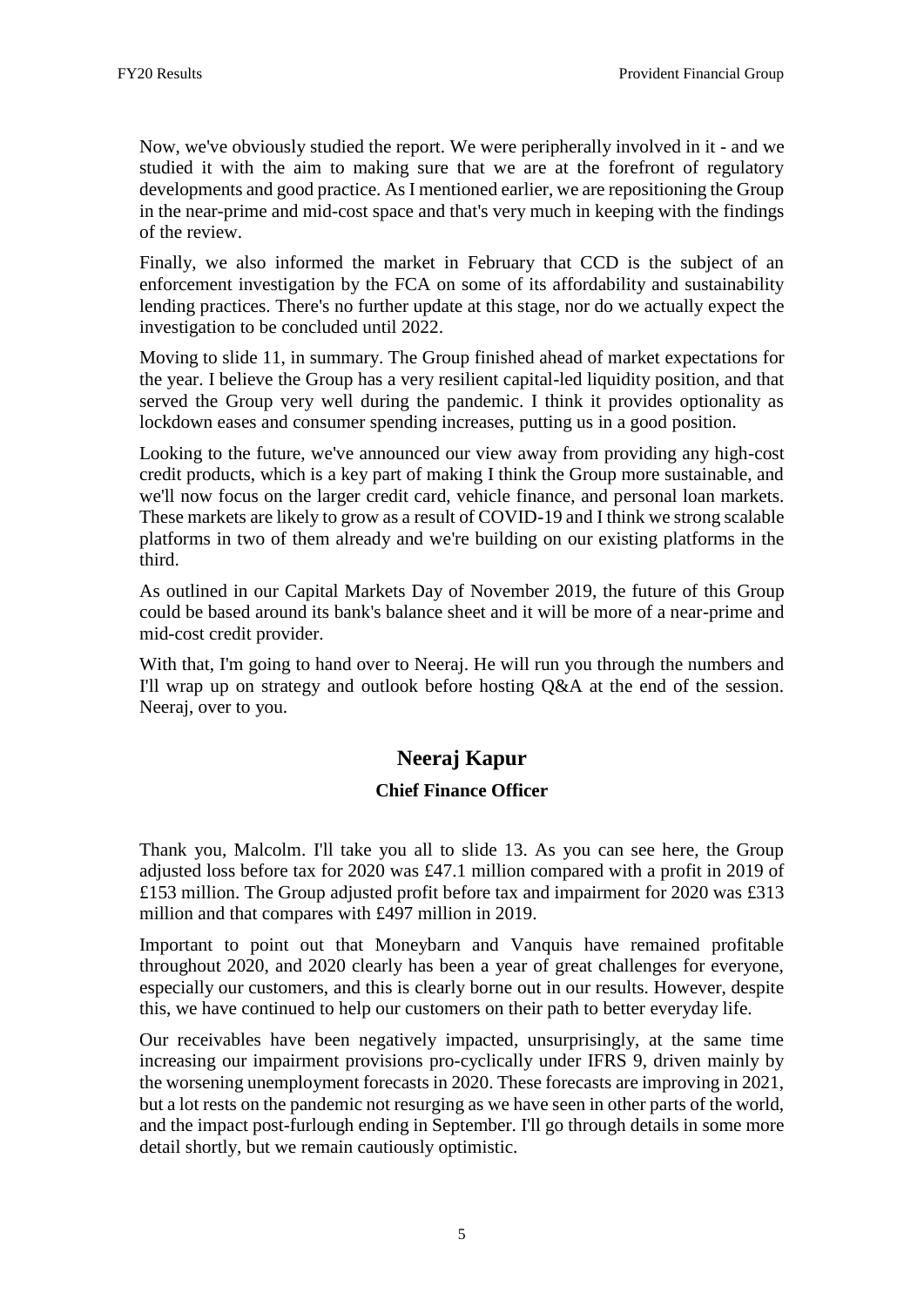Now, we've obviously studied the report. We were peripherally involved in it - and we studied it with the aim to making sure that we are at the forefront of regulatory developments and good practice. As I mentioned earlier, we are repositioning the Group in the near-prime and mid-cost space and that's very much in keeping with the findings of the review.

Finally, we also informed the market in February that CCD is the subject of an enforcement investigation by the FCA on some of its affordability and sustainability lending practices. There's no further update at this stage, nor do we actually expect the investigation to be concluded until 2022.

Moving to slide 11, in summary. The Group finished ahead of market expectations for the year. I believe the Group has a very resilient capital-led liquidity position, and that served the Group very well during the pandemic. I think it provides optionality as lockdown eases and consumer spending increases, putting us in a good position.

Looking to the future, we've announced our view away from providing any high-cost credit products, which is a key part of making I think the Group more sustainable, and we'll now focus on the larger credit card, vehicle finance, and personal loan markets. These markets are likely to grow as a result of COVID-19 and I think we strong scalable platforms in two of them already and we're building on our existing platforms in the third.

As outlined in our Capital Markets Day of November 2019, the future of this Group could be based around its bank's balance sheet and it will be more of a near-prime and mid-cost credit provider.

With that, I'm going to hand over to Neeraj. He will run you through the numbers and I'll wrap up on strategy and outlook before hosting Q&A at the end of the session. Neeraj, over to you.

## Neeraj Kapur

### Chief Finance Officer

Thank you, Malcolm. I'll take you all to slide 13. As you can see here, the Group adjusted loss before tax for 2020 was £47.1 million compared with a profit in 2019 of £153 million. The Group adjusted profit before tax and impairment for 2020 was £313 million and that compares with £497 million in 2019.

Important to point out that Moneybarn and Vanquis have remained profitable throughout 2020, and 2020 clearly has been a year of great challenges for everyone, especially our customers, and this is clearly borne out in our results. However, despite this, we have continued to help our customers on their path to better everyday life.

Our receivables have been negatively impacted, unsurprisingly, at the same time increasing our impairment provisions pro-cyclically under IFRS 9, driven mainly by the worsening unemployment forecasts in 2020. These forecasts are improving in 2021, but a lot rests on the pandemic not resurging as we have seen in other parts of the world, and the impact post-furlough ending in September. I'll go through details in some more detail shortly, but we remain cautiously optimistic.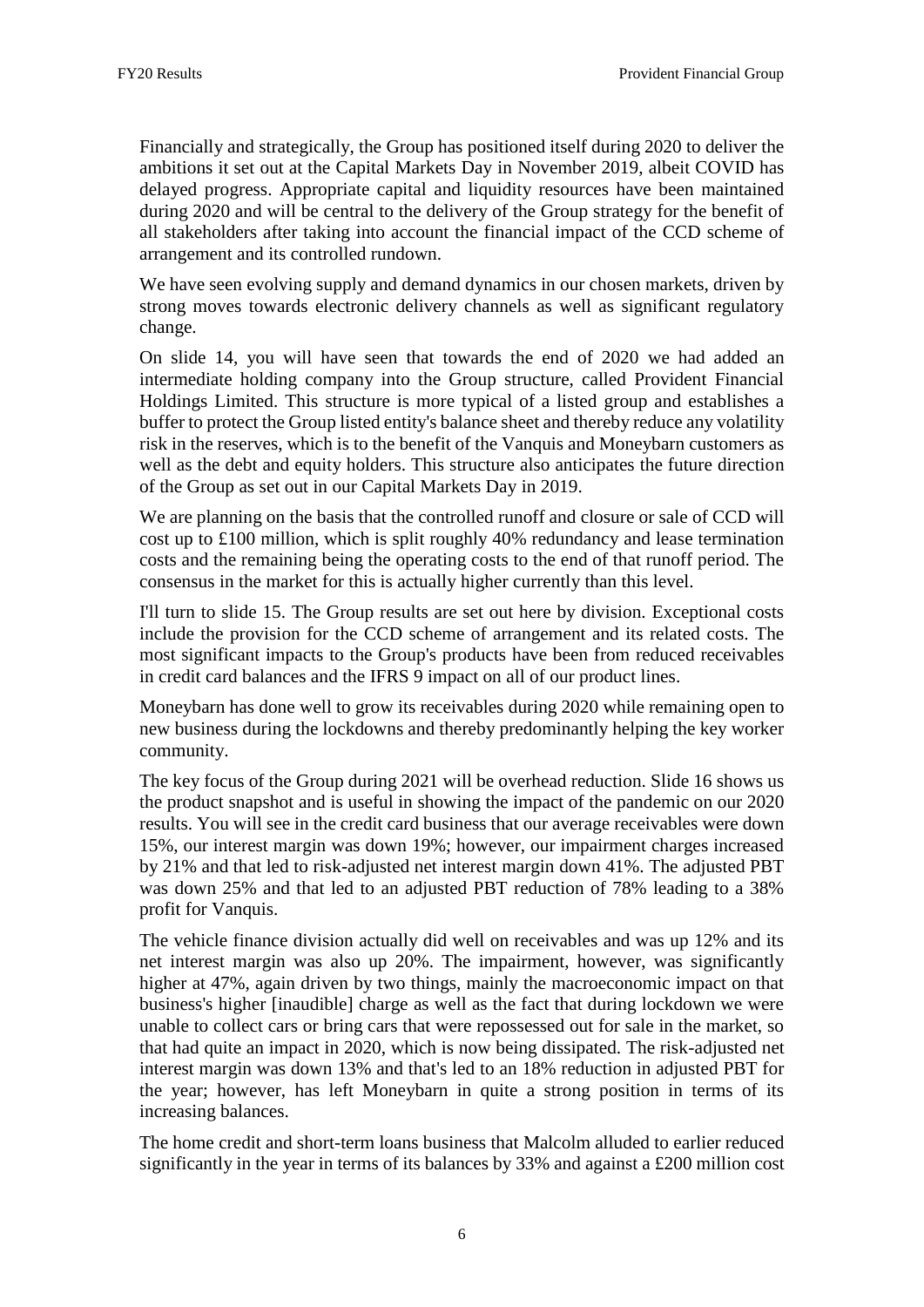Financially and strategically, the Group has positioned itself during 2020 to deliver the ambitions it set out at the Capital Markets Day in November 2019, albeit COVID has delayed progress. Appropriate capital and liquidity resources have been maintained during 2020 and will be central to the delivery of the Group strategy for the benefit of all stakeholders after taking into account the financial impact of the CCD scheme of arrangement and its controlled rundown.

We have seen evolving supply and demand dynamics in our chosen markets, driven by strong moves towards electronic delivery channels as well as significant regulatory change.

On slide 14, you will have seen that towards the end of 2020 we had added an intermediate holding company into the Group structure, called Provident Financial Holdings Limited. This structure is more typical of a listed group and establishes a buffer to protect the Group listed entity's balance sheet and thereby reduce any volatility risk in the reserves, which is to the benefit of the Vanquis and Moneybarn customers as well as the debt and equity holders. This structure also anticipates the future direction of the Group as set out in our Capital Markets Day in 2019.

We are planning on the basis that the controlled runoff and closure or sale of CCD will cost up to £100 million, which is split roughly 40% redundancy and lease termination costs and the remaining being the operating costs to the end of that runoff period. The consensus in the market for this is actually higher currently than this level.

I'll turn to slide 15. The Group results are set out here by division. Exceptional costs include the provision for the CCD scheme of arrangement and its related costs. The most significant impacts to the Group's products have been from reduced receivables in credit card balances and the IFRS 9 impact on all of our product lines.

Moneybarn has done well to grow its receivables during 2020 while remaining open to new business during the lockdowns and thereby predominantly helping the key worker community.

The key focus of the Group during 2021 will be overhead reduction. Slide 16 shows us the product snapshot and is useful in showing the impact of the pandemic on our 2020 results. You will see in the credit card business that our average receivables were down 15%, our interest margin was down 19%; however, our impairment charges increased by 21% and that led to risk-adjusted net interest margin down 41%. The adjusted PBT was down 25% and that led to an adjusted PBT reduction of 78% leading to a 38% profit for Vanquis.

The vehicle finance division actually did well on receivables and was up 12% and its net interest margin was also up 20%. The impairment, however, was significantly higher at 47%, again driven by two things, mainly the macroeconomic impact on that business's higher [inaudible] charge as well as the fact that during lockdown we were unable to collect cars or bring cars that were repossessed out for sale in the market, so that had quite an impact in 2020, which is now being dissipated. The risk-adjusted net interest margin was down 13% and that's led to an 18% reduction in adjusted PBT for the year; however, has left Moneybarn in quite a strong position in terms of its increasing balances.

The home credit and short-term loans business that Malcolm alluded to earlier reduced significantly in the year in terms of its balances by 33% and against a £200 million cost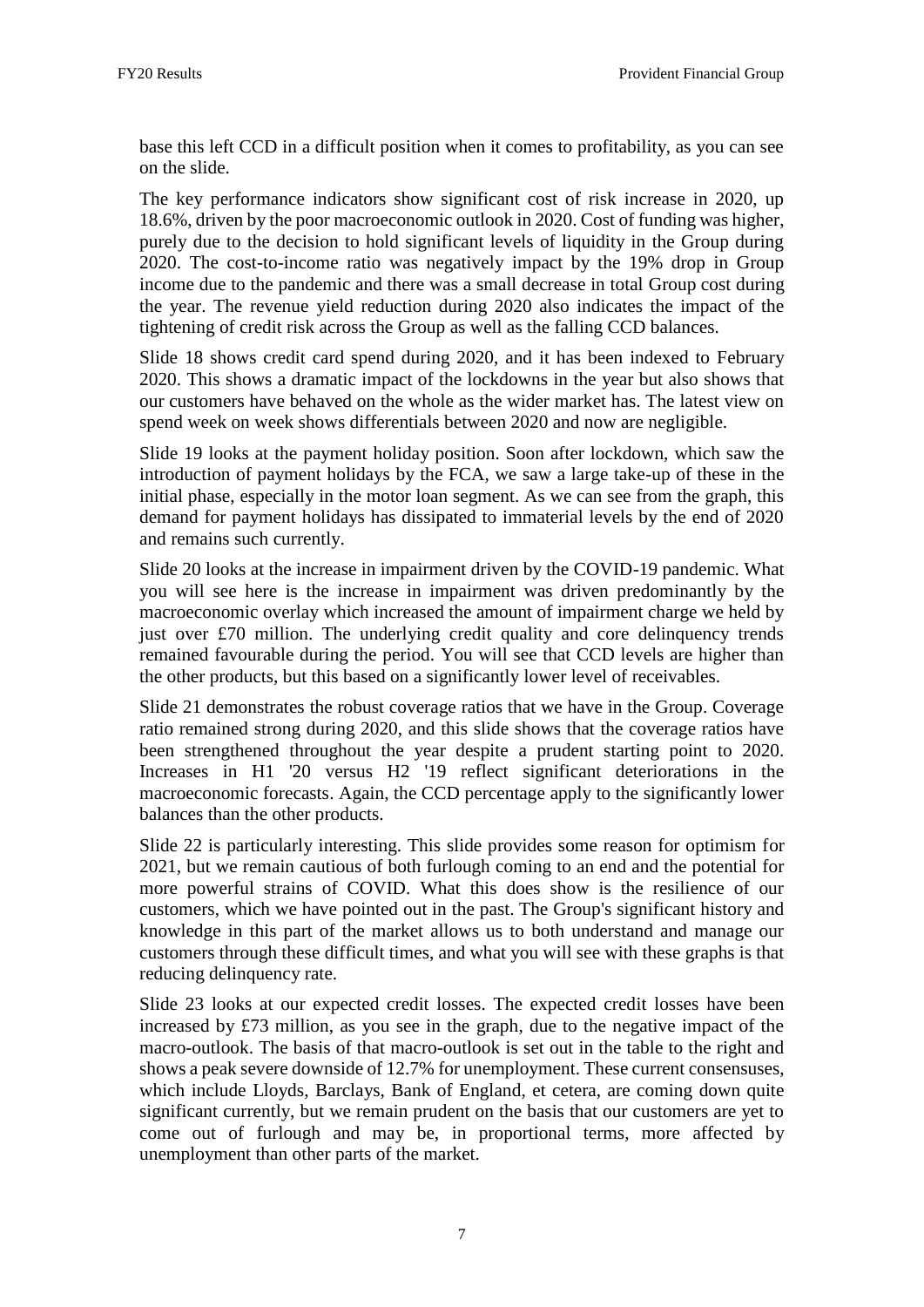base this left CCD in a difficult position when it comes to profitability, as you can see on the slide.

The key performance indicators show significant cost of risk increase in 2020, up 18.6%, driven by the poor macroeconomic outlook in 2020. Cost of funding was higher, purely due to the decision to hold significant levels of liquidity in the Group during 2020. The cost-to-income ratio was negatively impact by the 19% drop in Group income due to the pandemic and there was a small decrease in total Group cost during the year. The revenue yield reduction during 2020 also indicates the impact of the tightening of credit risk across the Group as well as the falling CCD balances.

Slide 18 shows credit card spend during 2020, and it has been indexed to February 2020. This shows a dramatic impact of the lockdowns in the year but also shows that our customers have behaved on the whole as the wider market has. The latest view on spend week on week shows differentials between 2020 and now are negligible.

Slide 19 looks at the payment holiday position. Soon after lockdown, which saw the introduction of payment holidays by the FCA, we saw a large take-up of these in the initial phase, especially in the motor loan segment. As we can see from the graph, this demand for payment holidays has dissipated to immaterial levels by the end of 2020 and remains such currently.

Slide 20 looks at the increase in impairment driven by the COVID-19 pandemic. What you will see here is the increase in impairment was driven predominantly by the macroeconomic overlay which increased the amount of impairment charge we held by just over £70 million. The underlying credit quality and core delinquency trends remained favourable during the period. You will see that CCD levels are higher than the other products, but this based on a significantly lower level of receivables.

Slide 21 demonstrates the robust coverage ratios that we have in the Group. Coverage ratio remained strong during 2020, and this slide shows that the coverage ratios have been strengthened throughout the year despite a prudent starting point to 2020. Increases in H1 '20 versus H2 '19 reflect significant deteriorations in the macroeconomic forecasts. Again, the CCD percentage apply to the significantly lower balances than the other products.

Slide 22 is particularly interesting. This slide provides some reason for optimism for 2021, but we remain cautious of both furlough coming to an end and the potential for more powerful strains of COVID. What this does show is the resilience of our customers, which we have pointed out in the past. The Group's significant history and knowledge in this part of the market allows us to both understand and manage our customers through these difficult times, and what you will see with these graphs is that reducing delinquency rate.

Slide 23 looks at our expected credit losses. The expected credit losses have been increased by £73 million, as you see in the graph, due to the negative impact of the macro-outlook. The basis of that macro-outlook is set out in the table to the right and shows a peak severe downside of 12.7% for unemployment. These current consensuses, which include Lloyds, Barclays, Bank of England, et cetera, are coming down quite significant currently, but we remain prudent on the basis that our customers are yet to come out of furlough and may be, in proportional terms, more affected by unemployment than other parts of the market.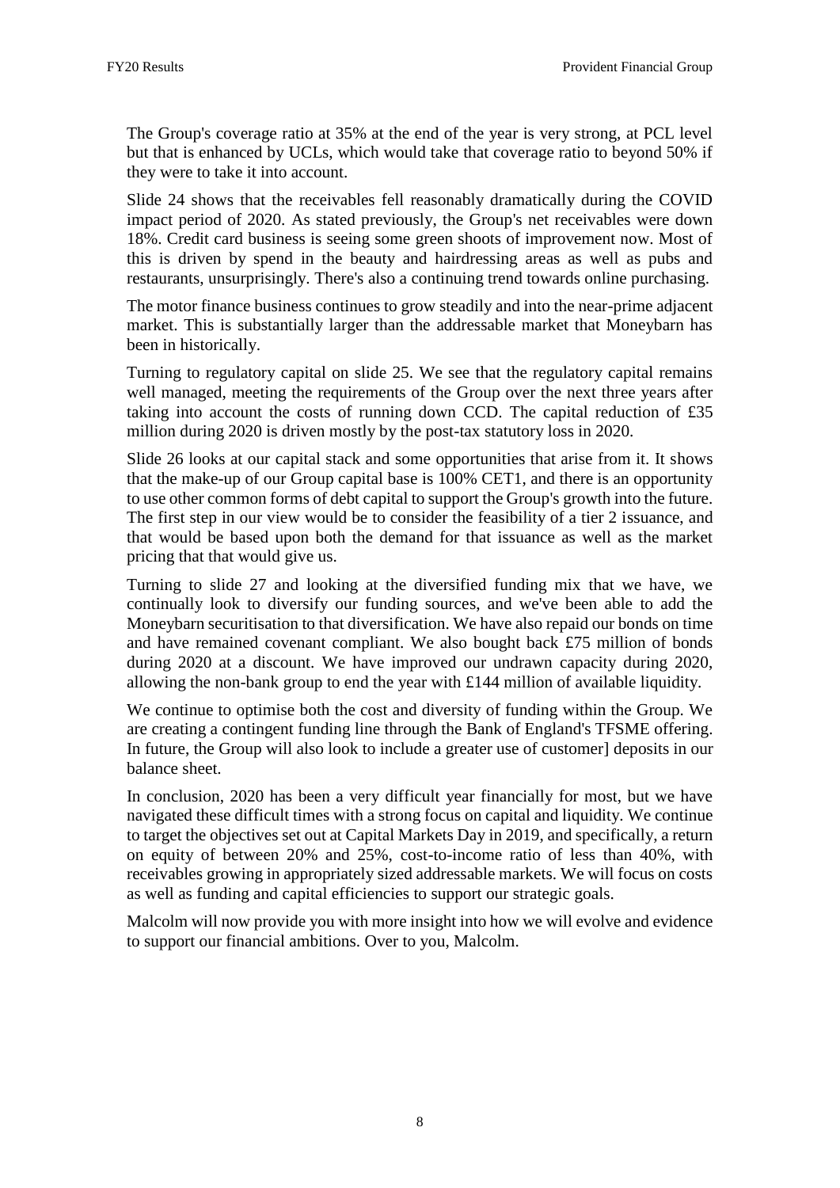The Group's coverage ratio at 35% at the end of the year is very strong, at PCL level but that is enhanced by UCLs, which would take that coverage ratio to beyond 50% if they were to take it into account.

Slide 24 shows that the receivables fell reasonably dramatically during the COVID impact period of 2020. As stated previously, the Group's net receivables were down 18%. Credit card business is seeing some green shoots of improvement now. Most of this is driven by spend in the beauty and hairdressing areas as well as pubs and restaurants, unsurprisingly. There's also a continuing trend towards online purchasing.

The motor finance business continues to grow steadily and into the near-prime adjacent market. This is substantially larger than the addressable market that Moneybarn has been in historically.

Turning to regulatory capital on slide 25. We see that the regulatory capital remains well managed, meeting the requirements of the Group over the next three years after taking into account the costs of running down CCD. The capital reduction of £35 million during 2020 is driven mostly by the post-tax statutory loss in 2020.

Slide 26 looks at our capital stack and some opportunities that arise from it. It shows that the make-up of our Group capital base is 100% CET1, and there is an opportunity to use other common forms of debt capital to support the Group's growth into the future. The first step in our view would be to consider the feasibility of a tier 2 issuance, and that would be based upon both the demand for that issuance as well as the market pricing that that would give us.

Turning to slide 27 and looking at the diversified funding mix that we have, we continually look to diversify our funding sources, and we've been able to add the Moneybarn securitisation to that diversification. We have also repaid our bonds on time and have remained covenant compliant. We also bought back £75 million of bonds during 2020 at a discount. We have improved our undrawn capacity during 2020, allowing the non-bank group to end the year with £144 million of available liquidity.

We continue to optimise both the cost and diversity of funding within the Group. We are creating a contingent funding line through the Bank of England's TFSME offering. In future, the Group will also look to include a greater use of customer] deposits in our balance sheet.

In conclusion, 2020 has been a very difficult year financially for most, but we have navigated these difficult times with a strong focus on capital and liquidity. We continue to target the objectives set out at Capital Markets Day in 2019, and specifically, a return on equity of between 20% and 25%, cost-to-income ratio of less than 40%, with receivables growing in appropriately sized addressable markets. We will focus on costs as well as funding and capital efficiencies to support our strategic goals.

Malcolm will now provide you with more insight into how we will evolve and evidence to support our financial ambitions. Over to you, Malcolm.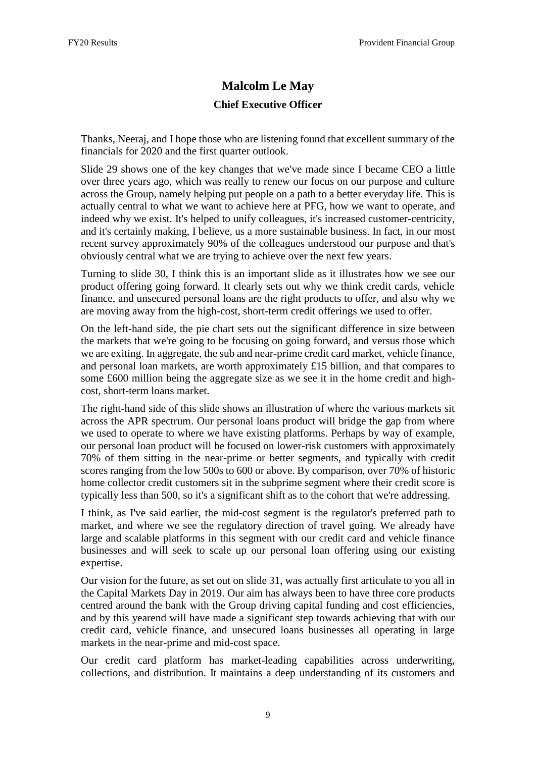## Malcolm Le May

### Chief Executive Officer

Thanks, Neeraj, and I hope those who are listening found that excellent summary of the financials for 2020 and the first quarter outlook.

Slide 29 shows one of the key changes that we've made since I became CEO a little over three years ago, which was really to renew our focus on our purpose and culture across the Group, namely helping put people on a path to a better everyday life. This is actually central to what we want to achieve here at PFG, how we want to operate, and indeed why we exist. It's helped to unify colleagues, it's increased customer-centricity, and it's certainly making, I believe, us a more sustainable business. In fact, in our most recent survey approximately 90% of the colleagues understood our purpose and that's obviously central what we are trying to achieve over the next few years.

Turning to slide 30, I think this is an important slide as it illustrates how we see our product offering going forward. It clearly sets out why we think credit cards, vehicle finance, and unsecured personal loans are the right products to offer, and also why we are moving away from the high-cost, short-term credit offerings we used to offer.

On the left-hand side, the pie chart sets out the significant difference in size between the markets that we're going to be focusing on going forward, and versus those which we are exiting. In aggregate, the sub and near-prime credit card market, vehicle finance, and personal loan markets, are worth approximately £15 billion, and that compares to some £600 million being the aggregate size as we see it in the home credit and high-cost, short-term loans market.

The right-hand side of this slide shows an illustration of where the various markets sit across the APR spectrum. Our personal loans product will bridge the gap from where we used to operate to where we have existing platforms. Perhaps by way of example, our personal loan product will be focused on lower-risk customers with approximately 70% of them sitting in the near-prime or better segments, and typically with credit scores ranging from the low 500s to 600 or above. By comparison, over 70% of historic home collector credit customers sit in the subprime segment where their credit score is typically less than 500, so it's a significant shift as to the cohort that we're addressing.

I think, as I've said earlier, the mid-cost segment is the regulator's preferred path to market, and where we see the regulatory direction of travel going. We already have large and scalable platforms in this segment with our credit card and vehicle finance businesses and will seek to scale up our personal loan offering using our existing expertise.

Our vision for the future, as set out on slide 31, was actually first articulate to you all in the Capital Markets Day in 2019. Our aim has always been to have three core products centred around the bank with the Group driving capital funding and cost efficiencies, and by this yearend will have made a significant step towards achieving that with our credit card, vehicle finance, and unsecured loans businesses all operating in large markets in the near-prime and mid-cost space.

Our credit card platform has market-leading capabilities across underwriting, collections, and distribution. It maintains a deep understanding of its customers and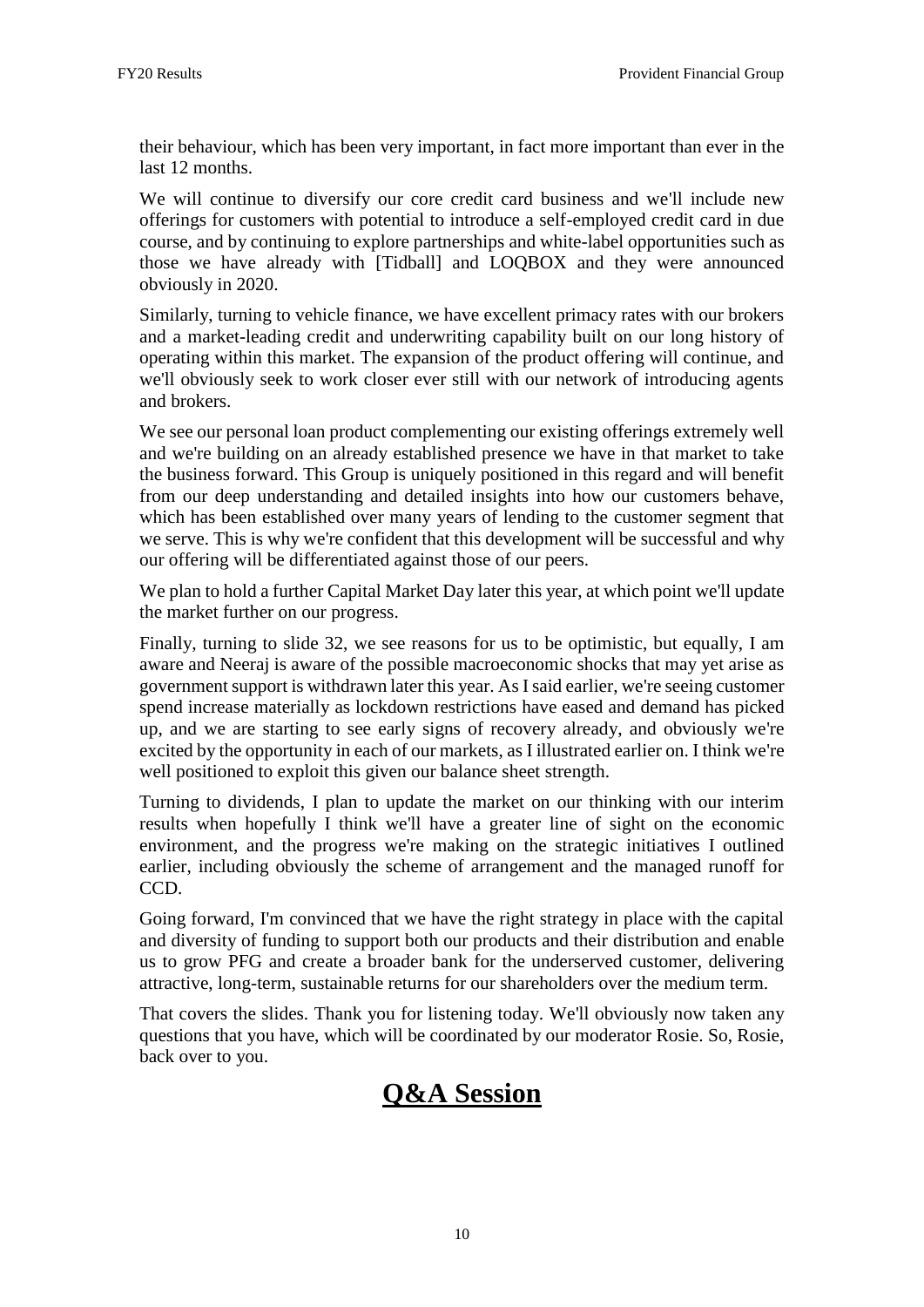their behaviour, which has been very important, in fact more important than ever in the last 12 months.

We will continue to diversify our core credit card business and we'll include new offerings for customers with potential to introduce a self-employed credit card in due course, and by continuing to explore partnerships and white-label opportunities such as those we have already with [Tidball] and LOQBOX and they were announced obviously in 2020.

Similarly, turning to vehicle finance, we have excellent primacy rates with our brokers and a market-leading credit and underwriting capability built on our long history of operating within this market. The expansion of the product offering will continue, and we'll obviously seek to work closer ever still with our network of introducing agents and brokers.

We see our personal loan product complementing our existing offerings extremely well and we're building on an already established presence we have in that market to take the business forward. This Group is uniquely positioned in this regard and will benefit from our deep understanding and detailed insights into how our customers behave, which has been established over many years of lending to the customer segment that we serve. This is why we're confident that this development will be successful and why our offering will be differentiated against those of our peers.

We plan to hold a further Capital Market Day later this year, at which point we'll update the market further on our progress.

Finally, turning to slide 32, we see reasons for us to be optimistic, but equally, I am aware and Neeraj is aware of the possible macroeconomic shocks that may yet arise as government support is withdrawn later this year. As I said earlier, we're seeing customer spend increase materially as lockdown restrictions have eased and demand has picked up, and we are starting to see early signs of recovery already, and obviously we're excited by the opportunity in each of our markets, as I illustrated earlier on. I think we're well positioned to exploit this given our balance sheet strength.

Turning to dividends, I plan to update the market on our thinking with our interim results when hopefully I think we'll have a greater line of sight on the economic environment, and the progress we're making on the strategic initiatives I outlined earlier, including obviously the scheme of arrangement and the managed runoff for CCD.

Going forward, I'm convinced that we have the right strategy in place with the capital and diversity of funding to support both our products and their distribution and enable us to grow PFG and create a broader bank for the underserved customer, delivering attractive, long-term, sustainable returns for our shareholders over the medium term.

That covers the slides. Thank you for listening today. We'll obviously now taken any questions that you have, which will be coordinated by our moderator Rosie. So, Rosie, back over to you.

# Q&A Session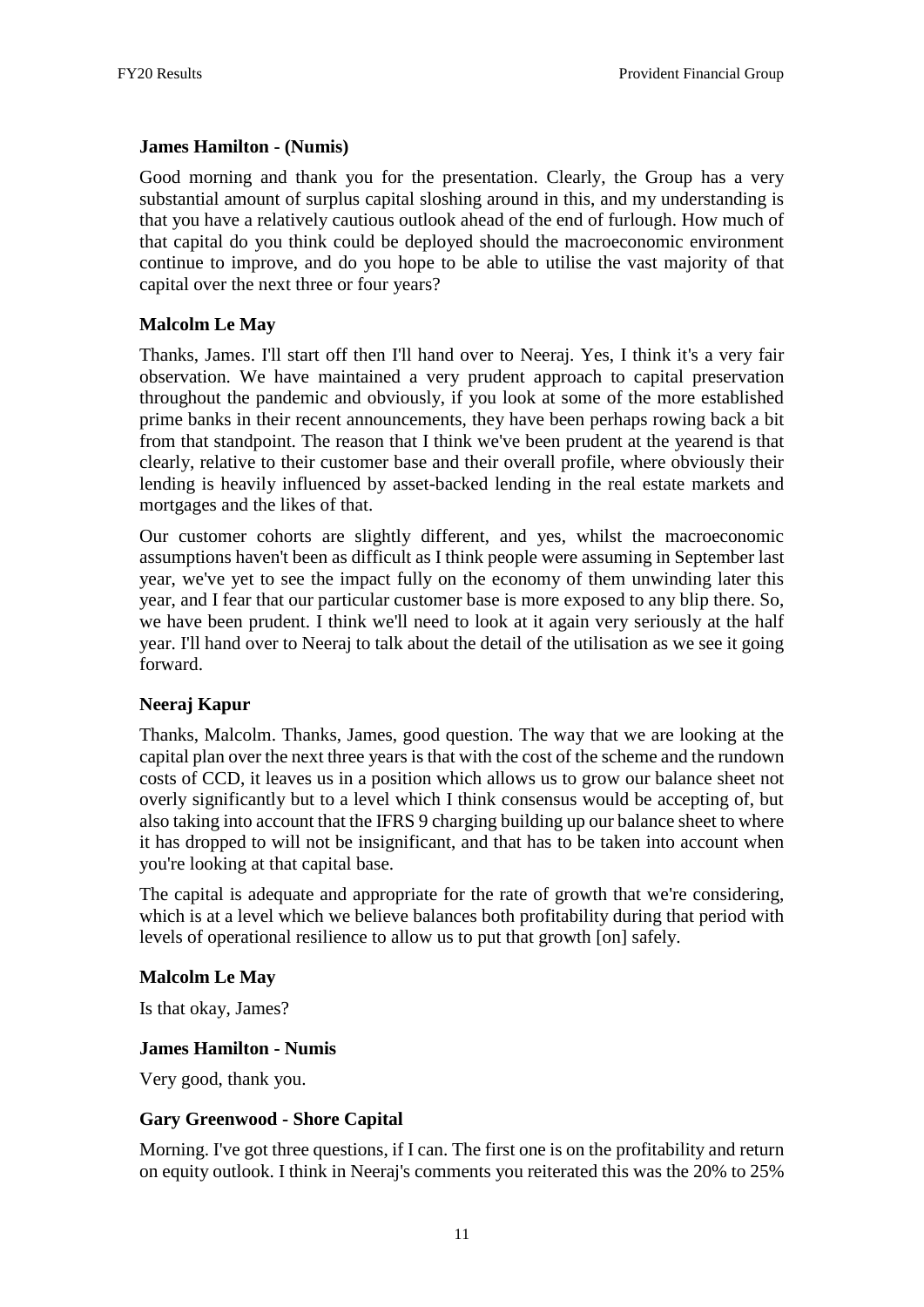**James Hamilton - (Numis)**

Good morning and thank you for the presentation. Clearly, the Group has a very substantial amount of surplus capital sloshing around in this, and my understanding is that you have a relatively cautious outlook ahead of the end of furlough. How much of that capital do you think could be deployed should the macroeconomic environment continue to improve, and do you hope to be able to utilise the vast majority of that capital over the next three or four years?

**Malcolm Le May**

Thanks, James. I'll start off then I'll hand over to Neeraj. Yes, I think it's a very fair observation. We have maintained a very prudent approach to capital preservation throughout the pandemic and obviously, if you look at some of the more established prime banks in their recent announcements, they have been perhaps rowing back a bit from that standpoint. The reason that I think we've been prudent at the yearend is that clearly, relative to their customer base and their overall profile, where obviously their lending is heavily influenced by asset-backed lending in the real estate markets and mortgages and the likes of that.

Our customer cohorts are slightly different, and yes, whilst the macroeconomic assumptions haven't been as difficult as I think people were assuming in September last year, we've yet to see the impact fully on the economy of them unwinding later this year, and I fear that our particular customer base is more exposed to any blip there. So, we have been prudent. I think we'll need to look at it again very seriously at the half year. I'll hand over to Neeraj to talk about the detail of the utilisation as we see it going forward.

**Neeraj Kapur**

Thanks, Malcolm. Thanks, James, good question. The way that we are looking at the capital plan over the next three years is that with the cost of the scheme and the rundown costs of CCD, it leaves us in a position which allows us to grow our balance sheet not overly significantly but to a level which I think consensus would be accepting of, but also taking into account that the IFRS 9 charging building up our balance sheet to where it has dropped to will not be insignificant, and that has to be taken into account when you're looking at that capital base.

The capital is adequate and appropriate for the rate of growth that we're considering, which is at a level which we believe balances both profitability during that period with levels of operational resilience to allow us to put that growth [on] safely.

**Malcolm Le May**

Is that okay, James?

**James Hamilton - Numis**

Very good, thank you.

**Gary Greenwood - Shore Capital**

Morning. I've got three questions, if I can. The first one is on the profitability and return on equity outlook. I think in Neeraj's comments you reiterated this was the 20% to 25%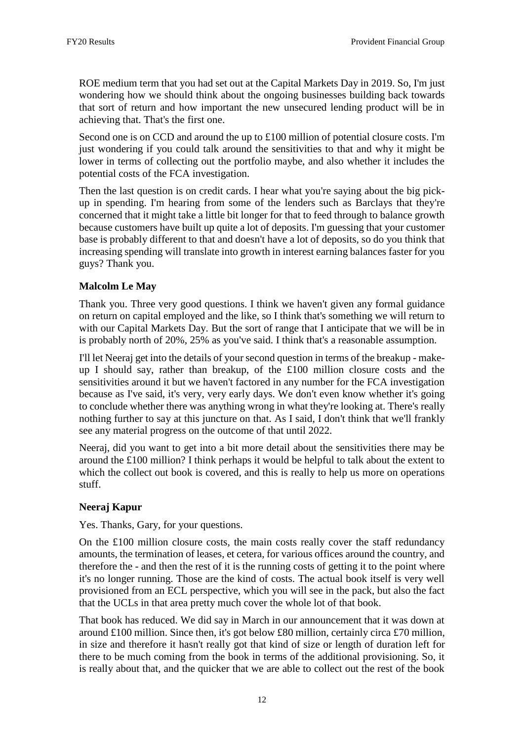ROE medium term that you had set out at the Capital Markets Day in 2019. So, I'm just wondering how we should think about the ongoing businesses building back towards that sort of return and how important the new unsecured lending product will be in achieving that. That's the first one.

Second one is on CCD and around the up to £100 million of potential closure costs. I'm just wondering if you could talk around the sensitivities to that and why it might be lower in terms of collecting out the portfolio maybe, and also whether it includes the potential costs of the FCA investigation.

Then the last question is on credit cards. I hear what you're saying about the big pick-up in spending. I'm hearing from some of the lenders such as Barclays that they're concerned that it might take a little bit longer for that to feed through to balance growth because customers have built up quite a lot of deposits. I'm guessing that your customer base is probably different to that and doesn't have a lot of deposits, so do you think that increasing spending will translate into growth in interest earning balances faster for you guys? Thank you.

**Malcolm Le May**

Thank you. Three very good questions. I think we haven't given any formal guidance on return on capital employed and the like, so I think that's something we will return to with our Capital Markets Day. But the sort of range that I anticipate that we will be in is probably north of 20%, 25% as you've said. I think that's a reasonable assumption.

I'll let Neeraj get into the details of your second question in terms of the breakup - make-up I should say, rather than breakup, of the £100 million closure costs and the sensitivities around it but we haven't factored in any number for the FCA investigation because as I've said, it's very, very early days. We don't even know whether it's going to conclude whether there was anything wrong in what they're looking at. There's really nothing further to say at this juncture on that. As I said, I don't think that we'll frankly see any material progress on the outcome of that until 2022.

Neeraj, did you want to get into a bit more detail about the sensitivities there may be around the £100 million? I think perhaps it would be helpful to talk about the extent to which the collect out book is covered, and this is really to help us more on operations stuff.

**Neeraj Kapur**

Yes. Thanks, Gary, for your questions.

On the £100 million closure costs, the main costs really cover the staff redundancy amounts, the termination of leases, et cetera, for various offices around the country, and therefore the - and then the rest of it is the running costs of getting it to the point where it's no longer running. Those are the kind of costs. The actual book itself is very well provisioned from an ECL perspective, which you will see in the pack, but also the fact that the UCLs in that area pretty much cover the whole lot of that book.

That book has reduced. We did say in March in our announcement that it was down at around £100 million. Since then, it's got below £80 million, certainly circa £70 million, in size and therefore it hasn't really got that kind of size or length of duration left for there to be much coming from the book in terms of the additional provisioning. So, it is really about that, and the quicker that we are able to collect out the rest of the book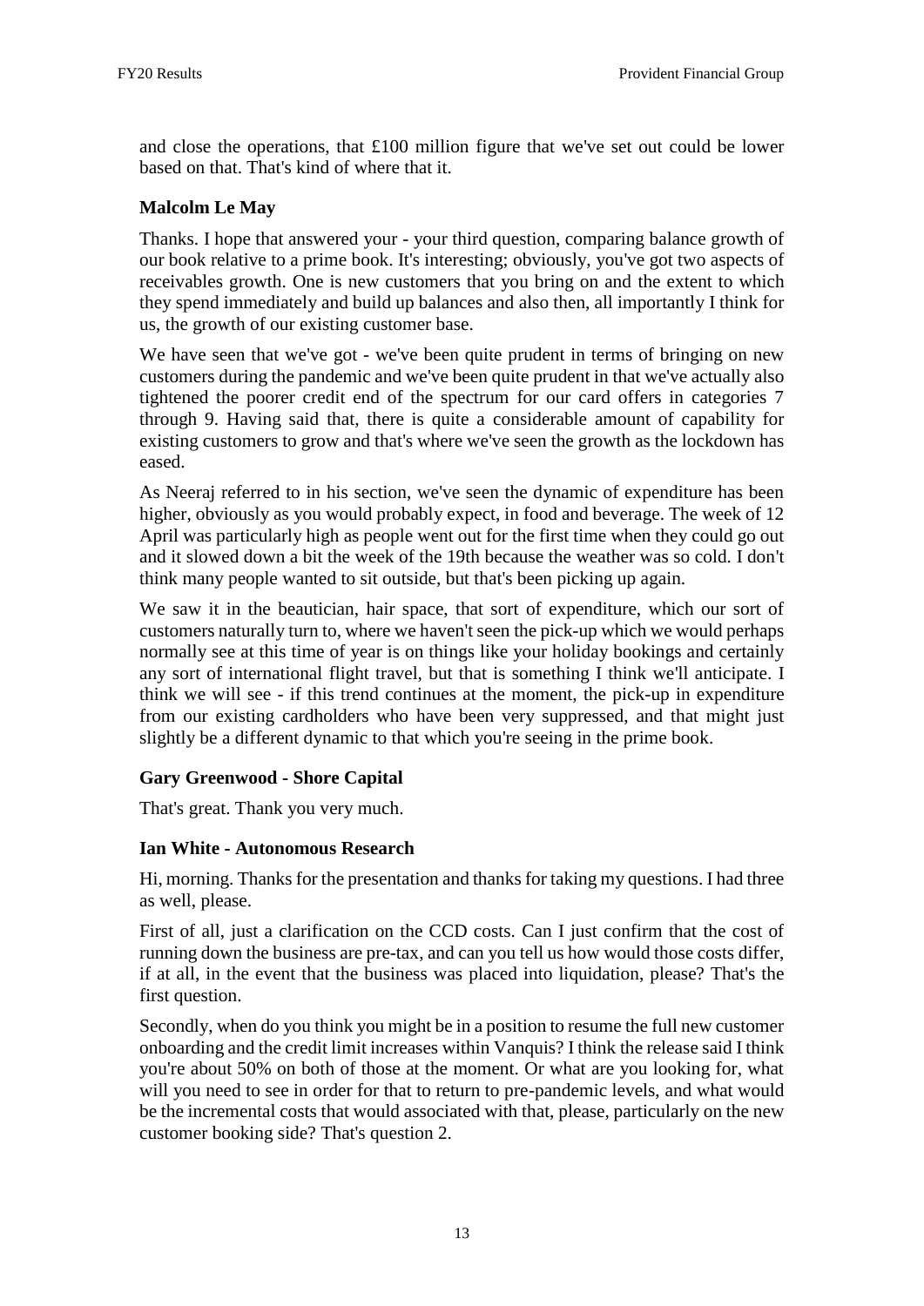and close the operations, that £100 million figure that we've set out could be lower based on that. That's kind of where that it.

**Malcolm Le May**

Thanks. I hope that answered your - your third question, comparing balance growth of our book relative to a prime book. It's interesting; obviously, you've got two aspects of receivables growth. One is new customers that you bring on and the extent to which they spend immediately and build up balances and also then, all importantly I think for us, the growth of our existing customer base.

We have seen that we've got - we've been quite prudent in terms of bringing on new customers during the pandemic and we've been quite prudent in that we've actually also tightened the poorer credit end of the spectrum for our card offers in categories 7 through 9. Having said that, there is quite a considerable amount of capability for existing customers to grow and that's where we've seen the growth as the lockdown has eased.

As Neeraj referred to in his section, we've seen the dynamic of expenditure has been higher, obviously as you would probably expect, in food and beverage. The week of 12 April was particularly high as people went out for the first time when they could go out and it slowed down a bit the week of the 19th because the weather was so cold. I don't think many people wanted to sit outside, but that's been picking up again.

We saw it in the beautician, hair space, that sort of expenditure, which our sort of customers naturally turn to, where we haven't seen the pick-up which we would perhaps normally see at this time of year is on things like your holiday bookings and certainly any sort of international flight travel, but that is something I think we'll anticipate. I think we will see - if this trend continues at the moment, the pick-up in expenditure from our existing cardholders who have been very suppressed, and that might just slightly be a different dynamic to that which you're seeing in the prime book.

**Gary Greenwood - Shore Capital**

That's great. Thank you very much.

**Ian White - Autonomous Research**

Hi, morning. Thanks for the presentation and thanks for taking my questions. I had three as well, please.

First of all, just a clarification on the CCD costs. Can I just confirm that the cost of running down the business are pre-tax, and can you tell us how would those costs differ, if at all, in the event that the business was placed into liquidation, please? That's the first question.

Secondly, when do you think you might be in a position to resume the full new customer onboarding and the credit limit increases within Vanquis? I think the release said I think you're about 50% on both of those at the moment. Or what are you looking for, what will you need to see in order for that to return to pre-pandemic levels, and what would be the incremental costs that would associated with that, please, particularly on the new customer booking side? That's question 2.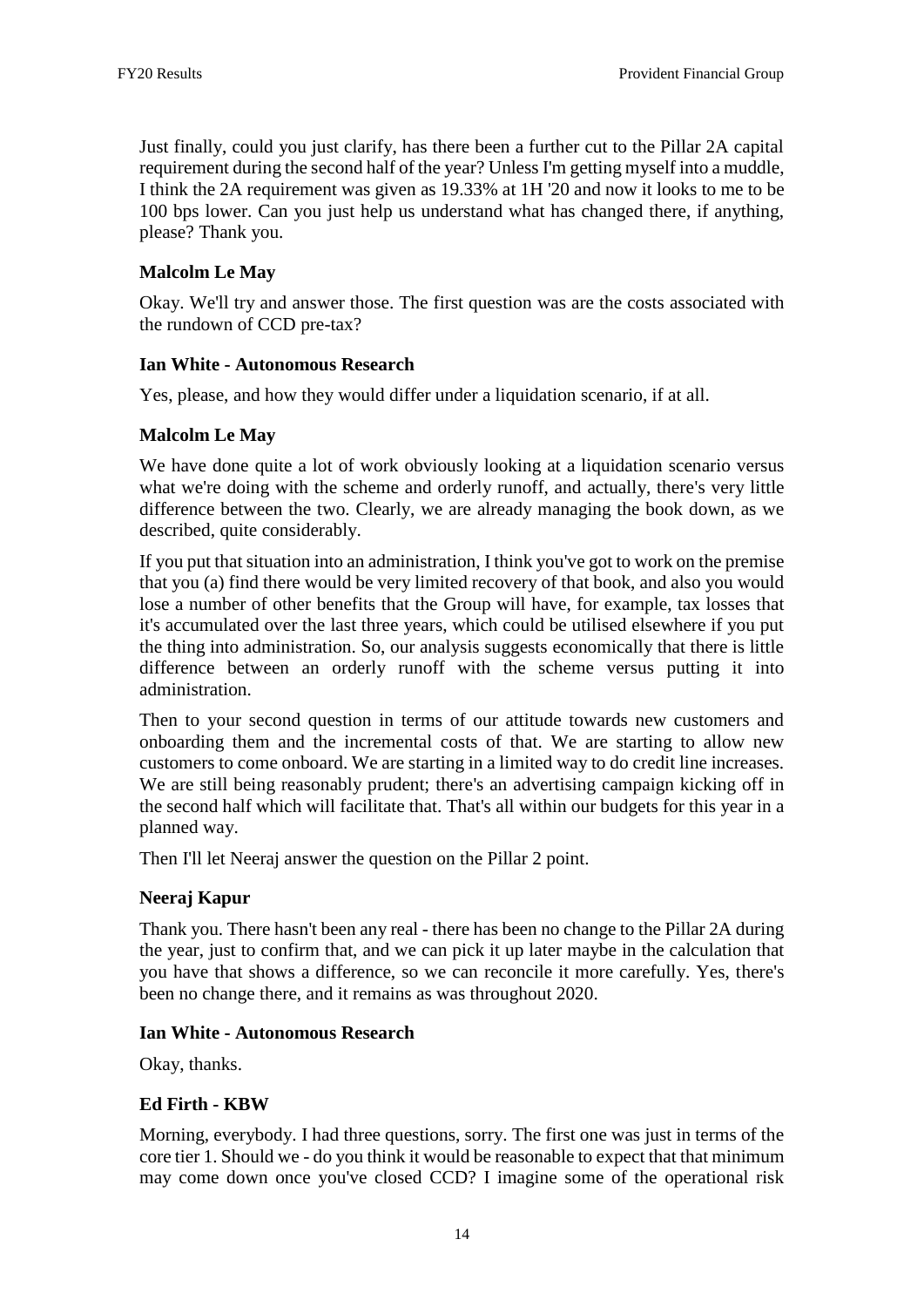Just finally, could you just clarify, has there been a further cut to the Pillar 2A capital requirement during the second half of the year? Unless I'm getting myself into a muddle, I think the 2A requirement was given as 19.33% at 1H '20 and now it looks to me to be 100 bps lower. Can you just help us understand what has changed there, if anything, please? Thank you.

**Malcolm Le May**

Okay. We'll try and answer those. The first question was are the costs associated with the rundown of CCD pre-tax?

**Ian White - Autonomous Research**

Yes, please, and how they would differ under a liquidation scenario, if at all.

**Malcolm Le May**

We have done quite a lot of work obviously looking at a liquidation scenario versus what we're doing with the scheme and orderly runoff, and actually, there's very little difference between the two. Clearly, we are already managing the book down, as we described, quite considerably.

If you put that situation into an administration, I think you've got to work on the premise that you (a) find there would be very limited recovery of that book, and also you would lose a number of other benefits that the Group will have, for example, tax losses that it's accumulated over the last three years, which could be utilised elsewhere if you put the thing into administration. So, our analysis suggests economically that there is little difference between an orderly runoff with the scheme versus putting it into administration.

Then to your second question in terms of our attitude towards new customers and onboarding them and the incremental costs of that. We are starting to allow new customers to come onboard. We are starting in a limited way to do credit line increases. We are still being reasonably prudent; there's an advertising campaign kicking off in the second half which will facilitate that. That's all within our budgets for this year in a planned way.

Then I'll let Neeraj answer the question on the Pillar 2 point.

**Neeraj Kapur**

Thank you. There hasn't been any real - there has been no change to the Pillar 2A during the year, just to confirm that, and we can pick it up later maybe in the calculation that you have that shows a difference, so we can reconcile it more carefully. Yes, there's been no change there, and it remains as was throughout 2020.

**Ian White - Autonomous Research**

Okay, thanks.

**Ed Firth - KBW**

Morning, everybody. I had three questions, sorry. The first one was just in terms of the core tier 1. Should we - do you think it would be reasonable to expect that that minimum may come down once you've closed CCD? I imagine some of the operational risk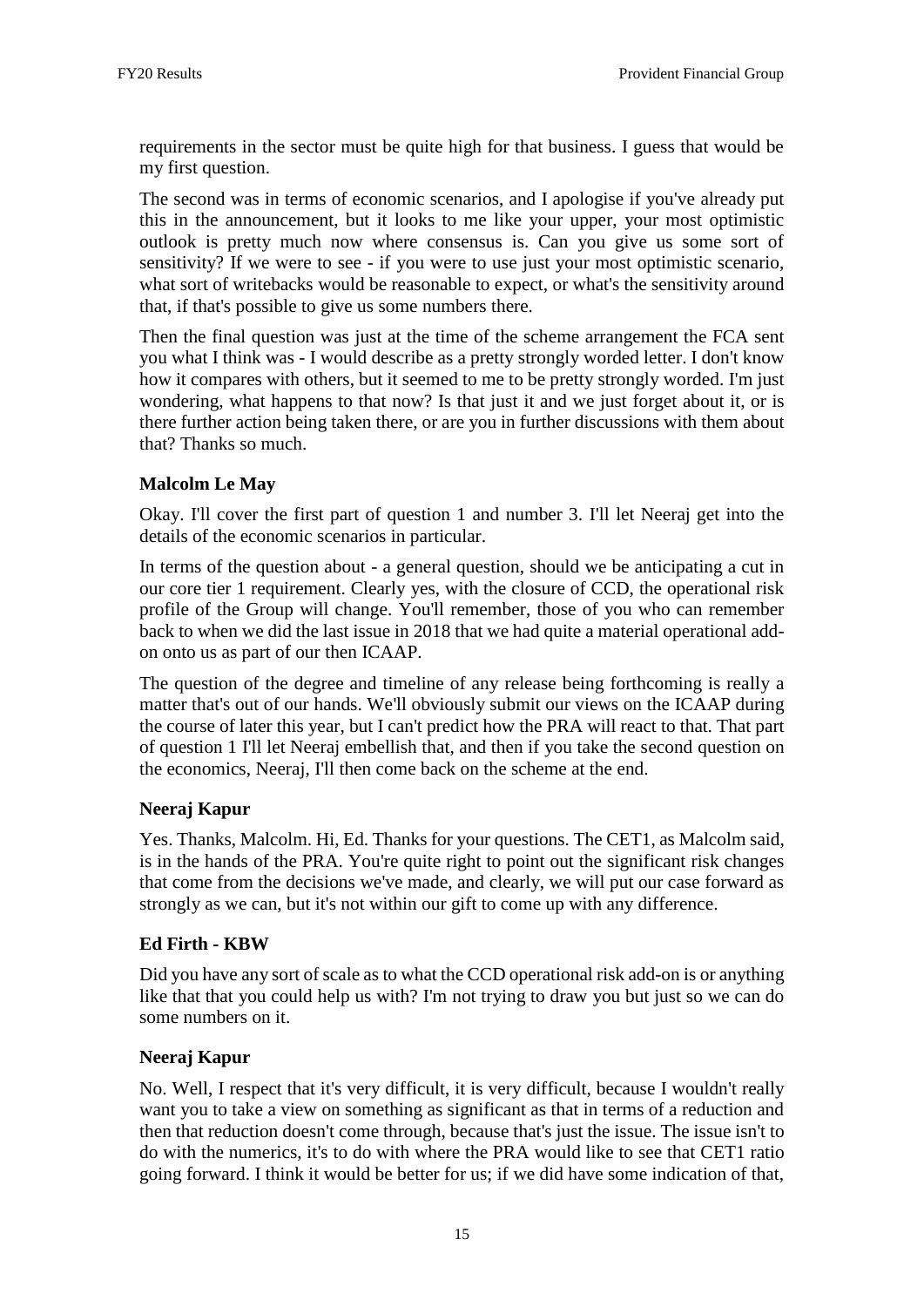requirements in the sector must be quite high for that business. I guess that would be my first question.

The second was in terms of economic scenarios, and I apologise if you've already put this in the announcement, but it looks to me like your upper, your most optimistic outlook is pretty much now where consensus is. Can you give us some sort of sensitivity? If we were to see - if you were to use just your most optimistic scenario, what sort of writebacks would be reasonable to expect, or what's the sensitivity around that, if that's possible to give us some numbers there.

Then the final question was just at the time of the scheme arrangement the FCA sent you what I think was - I would describe as a pretty strongly worded letter. I don't know how it compares with others, but it seemed to me to be pretty strongly worded. I'm just wondering, what happens to that now? Is that just it and we just forget about it, or is there further action being taken there, or are you in further discussions with them about that? Thanks so much.

**Malcolm Le May**

Okay. I'll cover the first part of question 1 and number 3. I'll let Neeraj get into the details of the economic scenarios in particular.

In terms of the question about - a general question, should we be anticipating a cut in our core tier 1 requirement. Clearly yes, with the closure of CCD, the operational risk profile of the Group will change. You'll remember, those of you who can remember back to when we did the last issue in 2018 that we had quite a material operational add-on onto us as part of our then ICAAP.

The question of the degree and timeline of any release being forthcoming is really a matter that's out of our hands. We'll obviously submit our views on the ICAAP during the course of later this year, but I can't predict how the PRA will react to that. That part of question 1 I'll let Neeraj embellish that, and then if you take the second question on the economics, Neeraj, I'll then come back on the scheme at the end.

**Neeraj Kapur**

Yes. Thanks, Malcolm. Hi, Ed. Thanks for your questions. The CET1, as Malcolm said, is in the hands of the PRA. You're quite right to point out the significant risk changes that come from the decisions we've made, and clearly, we will put our case forward as strongly as we can, but it's not within our gift to come up with any difference.

**Ed Firth - KBW**

Did you have any sort of scale as to what the CCD operational risk add-on is or anything like that that you could help us with? I'm not trying to draw you but just so we can do some numbers on it.

**Neeraj Kapur**

No. Well, I respect that it's very difficult, it is very difficult, because I wouldn't really want you to take a view on something as significant as that in terms of a reduction and then that reduction doesn't come through, because that's just the issue. The issue isn't to do with the numerics, it's to do with where the PRA would like to see that CET1 ratio going forward. I think it would be better for us; if we did have some indication of that,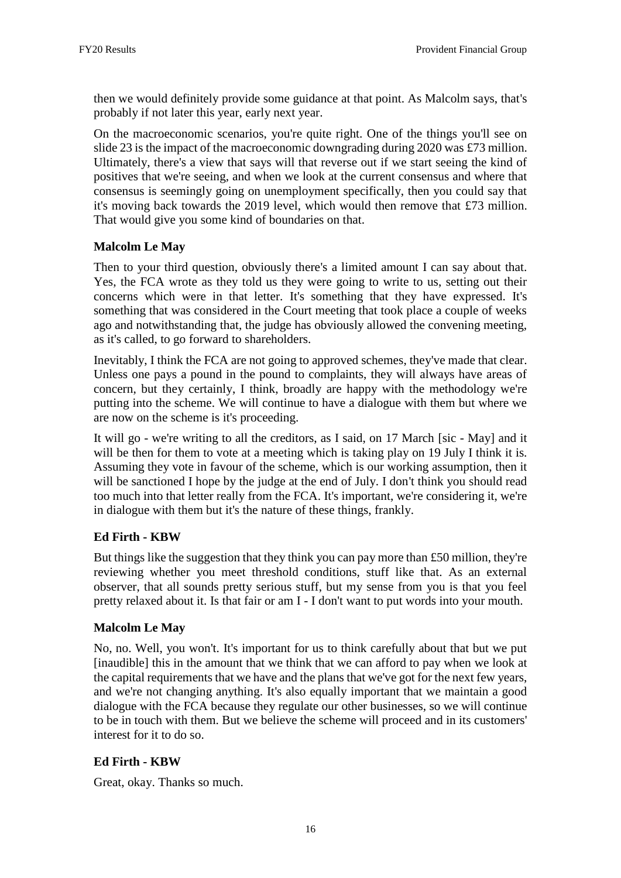then we would definitely provide some guidance at that point. As Malcolm says, that's probably if not later this year, early next year.

On the macroeconomic scenarios, you're quite right. One of the things you'll see on slide 23 is the impact of the macroeconomic downgrading during 2020 was £73 million. Ultimately, there's a view that says will that reverse out if we start seeing the kind of positives that we're seeing, and when we look at the current consensus and where that consensus is seemingly going on unemployment specifically, then you could say that it's moving back towards the 2019 level, which would then remove that £73 million. That would give you some kind of boundaries on that.

**Malcolm Le May**

Then to your third question, obviously there's a limited amount I can say about that. Yes, the FCA wrote as they told us they were going to write to us, setting out their concerns which were in that letter. It's something that they have expressed. It's something that was considered in the Court meeting that took place a couple of weeks ago and notwithstanding that, the judge has obviously allowed the convening meeting, as it's called, to go forward to shareholders.

Inevitably, I think the FCA are not going to approved schemes, they've made that clear. Unless one pays a pound in the pound to complaints, they will always have areas of concern, but they certainly, I think, broadly are happy with the methodology we're putting into the scheme. We will continue to have a dialogue with them but where we are now on the scheme is it's proceeding.

It will go - we're writing to all the creditors, as I said, on 17 March [sic - May] and it will be then for them to vote at a meeting which is taking play on 19 July I think it is. Assuming they vote in favour of the scheme, which is our working assumption, then it will be sanctioned I hope by the judge at the end of July. I don't think you should read too much into that letter really from the FCA. It's important, we're considering it, we're in dialogue with them but it's the nature of these things, frankly.

**Ed Firth - KBW**

But things like the suggestion that they think you can pay more than £50 million, they're reviewing whether you meet threshold conditions, stuff like that. As an external observer, that all sounds pretty serious stuff, but my sense from you is that you feel pretty relaxed about it. Is that fair or am I - I don't want to put words into your mouth.

**Malcolm Le May**

No, no. Well, you won't. It's important for us to think carefully about that but we put [inaudible] this in the amount that we think that we can afford to pay when we look at the capital requirements that we have and the plans that we've got for the next few years, and we're not changing anything. It's also equally important that we maintain a good dialogue with the FCA because they regulate our other businesses, so we will continue to be in touch with them. But we believe the scheme will proceed and in its customers' interest for it to do so.

**Ed Firth - KBW**

Great, okay. Thanks so much.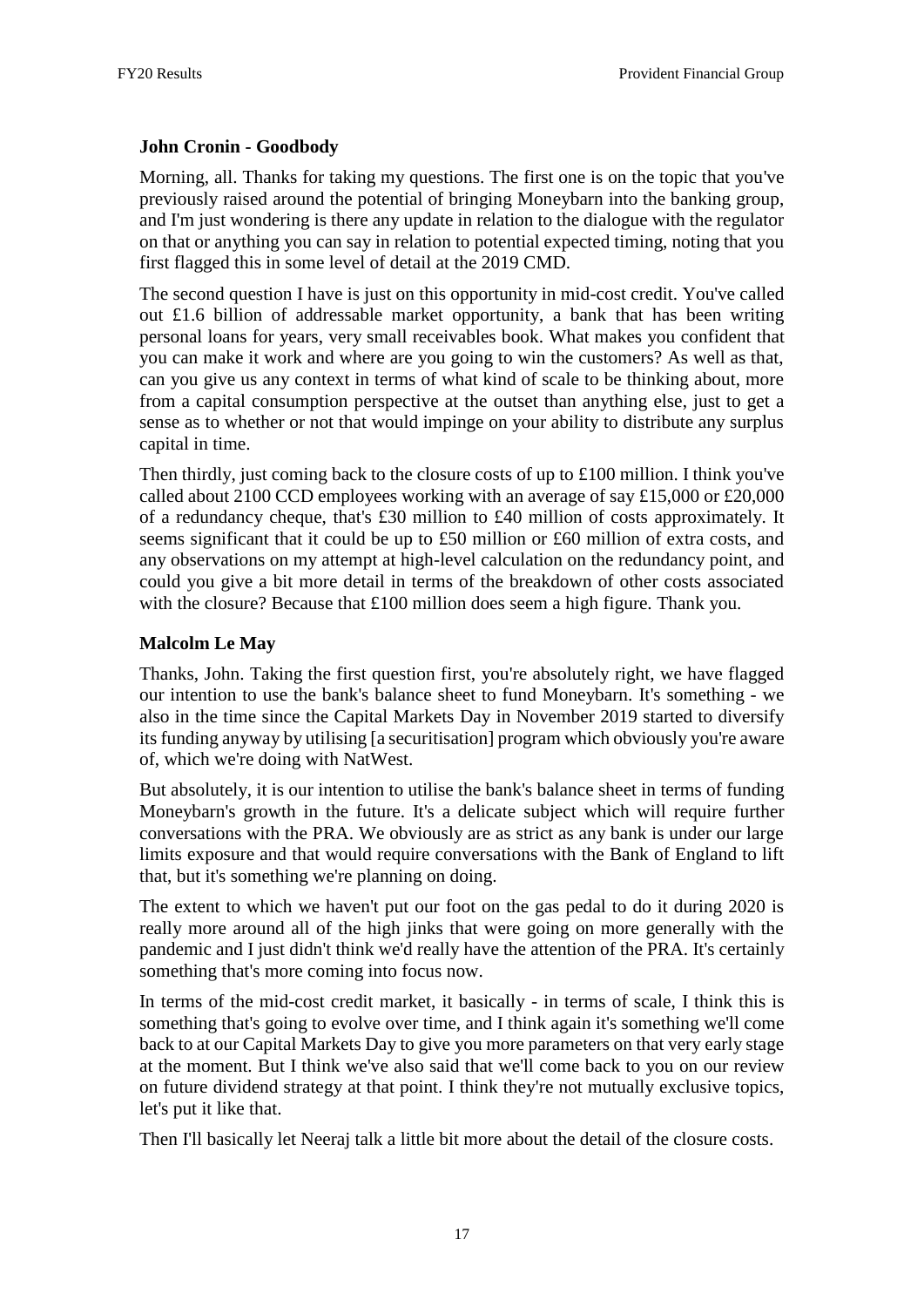**John Cronin - Goodbody**

Morning, all. Thanks for taking my questions. The first one is on the topic that you've previously raised around the potential of bringing Moneybarn into the banking group, and I'm just wondering is there any update in relation to the dialogue with the regulator on that or anything you can say in relation to potential expected timing, noting that you first flagged this in some level of detail at the 2019 CMD.

The second question I have is just on this opportunity in mid-cost credit. You've called out £1.6 billion of addressable market opportunity, a bank that has been writing personal loans for years, very small receivables book. What makes you confident that you can make it work and where are you going to win the customers? As well as that, can you give us any context in terms of what kind of scale to be thinking about, more from a capital consumption perspective at the outset than anything else, just to get a sense as to whether or not that would impinge on your ability to distribute any surplus capital in time.

Then thirdly, just coming back to the closure costs of up to £100 million. I think you've called about 2100 CCD employees working with an average of say £15,000 or £20,000 of a redundancy cheque, that's £30 million to £40 million of costs approximately. It seems significant that it could be up to £50 million or £60 million of extra costs, and any observations on my attempt at high-level calculation on the redundancy point, and could you give a bit more detail in terms of the breakdown of other costs associated with the closure? Because that £100 million does seem a high figure. Thank you.

**Malcolm Le May**

Thanks, John. Taking the first question first, you're absolutely right, we have flagged our intention to use the bank's balance sheet to fund Moneybarn. It's something - we also in the time since the Capital Markets Day in November 2019 started to diversify its funding anyway by utilising [a securitisation] program which obviously you're aware of, which we're doing with NatWest.

But absolutely, it is our intention to utilise the bank's balance sheet in terms of funding Moneybarn's growth in the future. It's a delicate subject which will require further conversations with the PRA. We obviously are as strict as any bank is under our large limits exposure and that would require conversations with the Bank of England to lift that, but it's something we're planning on doing.

The extent to which we haven't put our foot on the gas pedal to do it during 2020 is really more around all of the high jinks that were going on more generally with the pandemic and I just didn't think we'd really have the attention of the PRA. It's certainly something that's more coming into focus now.

In terms of the mid-cost credit market, it basically - in terms of scale, I think this is something that's going to evolve over time, and I think again it's something we'll come back to at our Capital Markets Day to give you more parameters on that very early stage at the moment. But I think we've also said that we'll come back to you on our review on future dividend strategy at that point. I think they're not mutually exclusive topics, let's put it like that.

Then I'll basically let Neeraj talk a little bit more about the detail of the closure costs.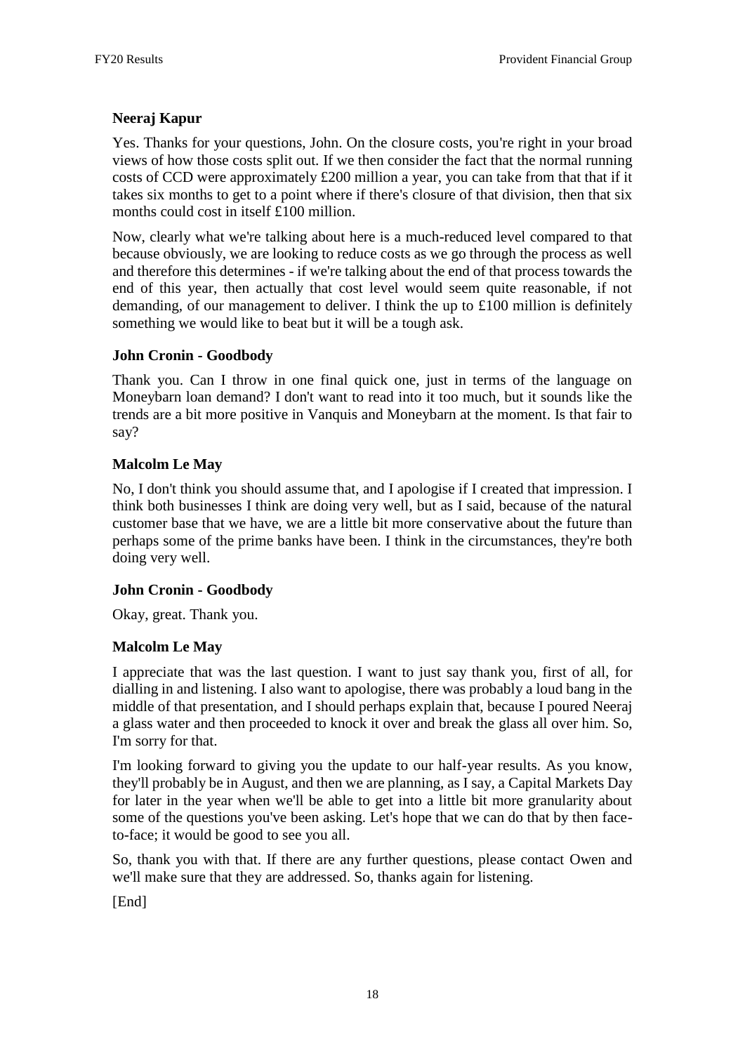**Neeraj Kapur**

Yes. Thanks for your questions, John. On the closure costs, you're right in your broad views of how those costs split out. If we then consider the fact that the normal running costs of CCD were approximately £200 million a year, you can take from that that if it takes six months to get to a point where if there's closure of that division, then that six months could cost in itself £100 million.

Now, clearly what we're talking about here is a much-reduced level compared to that because obviously, we are looking to reduce costs as we go through the process as well and therefore this determines - if we're talking about the end of that process towards the end of this year, then actually that cost level would seem quite reasonable, if not demanding, of our management to deliver. I think the up to £100 million is definitely something we would like to beat but it will be a tough ask.

**John Cronin - Goodbody**

Thank you. Can I throw in one final quick one, just in terms of the language on Moneybarn loan demand? I don't want to read into it too much, but it sounds like the trends are a bit more positive in Vanquis and Moneybarn at the moment. Is that fair to say?

**Malcolm Le May**

No, I don't think you should assume that, and I apologise if I created that impression. I think both businesses I think are doing very well, but as I said, because of the natural customer base that we have, we are a little bit more conservative about the future than perhaps some of the prime banks have been. I think in the circumstances, they're both doing very well.

**John Cronin - Goodbody**

Okay, great. Thank you.

**Malcolm Le May**

I appreciate that was the last question. I want to just say thank you, first of all, for dialling in and listening. I also want to apologise, there was probably a loud bang in the middle of that presentation, and I should perhaps explain that, because I poured Neeraj a glass water and then proceeded to knock it over and break the glass all over him. So, I'm sorry for that.

I'm looking forward to giving you the update to our half-year results. As you know, they'll probably be in August, and then we are planning, as I say, a Capital Markets Day for later in the year when we'll be able to get into a little bit more granularity about some of the questions you've been asking. Let's hope that we can do that by then face-to-face; it would be good to see you all.

So, thank you with that. If there are any further questions, please contact Owen and we'll make sure that they are addressed. So, thanks again for listening.

[End]